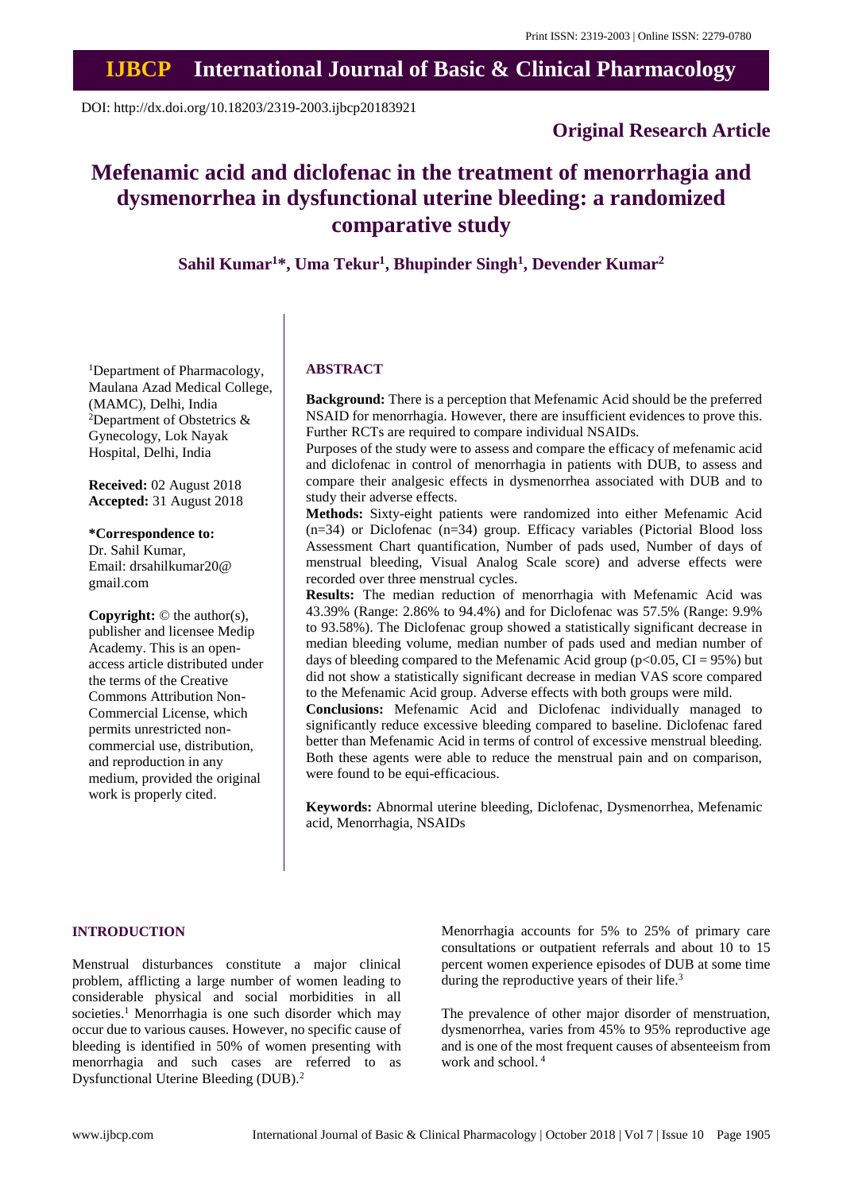DOI: http://dx.doi.org/10.18203/2319-2003.ijbcp20183921

**Original Research Article**

# Mefenamic acid and diclofenac in the treatment of menorrhagia and dysmenorrhea in dysfunctional uterine bleeding: a randomized comparative study

**Sahil Kumar[1]*, Uma Tekur[1], Bhupinder Singh[1], Devender Kumar[2]**

[1]Department of Pharmacology, Maulana Azad Medical College, (MAMC), Delhi, India
[2]Department of Obstetrics & Gynecology, Lok Nayak Hospital, Delhi, India

**Received:** 02 August 2018
**Accepted:** 31 August 2018

**\*Correspondence to:**
Dr. Sahil Kumar,
Email: drsahilkumar20@gmail.com

**Copyright:** © the author(s), publisher and licensee Medip Academy. This is an open-access article distributed under the terms of the Creative Commons Attribution Non-Commercial License, which permits unrestricted non-commercial use, distribution, and reproduction in any medium, provided the original work is properly cited.

## ABSTRACT

**Background:** There is a perception that Mefenamic Acid should be the preferred NSAID for menorrhagia. However, there are insufficient evidences to prove this. Further RCTs are required to compare individual NSAIDs.

Purposes of the study were to assess and compare the efficacy of mefenamic acid and diclofenac in control of menorrhagia in patients with DUB, to assess and compare their analgesic effects in dysmenorrhea associated with DUB and to study their adverse effects.

**Methods:** Sixty-eight patients were randomized into either Mefenamic Acid (n=34) or Diclofenac (n=34) group. Efficacy variables (Pictorial Blood loss Assessment Chart quantification, Number of pads used, Number of days of menstrual bleeding, Visual Analog Scale score) and adverse effects were recorded over three menstrual cycles.

**Results:** The median reduction of menorrhagia with Mefenamic Acid was 43.39% (Range: 2.86% to 94.4%) and for Diclofenac was 57.5% (Range: 9.9% to 93.58%). The Diclofenac group showed a statistically significant decrease in median bleeding volume, median number of pads used and median number of days of bleeding compared to the Mefenamic Acid group ($p<0.05$, CI = 95%) but did not show a statistically significant decrease in median VAS score compared to the Mefenamic Acid group. Adverse effects with both groups were mild.

**Conclusions:** Mefenamic Acid and Diclofenac individually managed to significantly reduce excessive bleeding compared to baseline. Diclofenac fared better than Mefenamic Acid in terms of control of excessive menstrual bleeding. Both these agents were able to reduce the menstrual pain and on comparison, were found to be equi-efficacious.

**Keywords:** Abnormal uterine bleeding, Diclofenac, Dysmenorrhea, Mefenamic acid, Menorrhagia, NSAIDs

## INTRODUCTION

Menstrual disturbances constitute a major clinical problem, afflicting a large number of women leading to considerable physical and social morbidities in all societies.[1] Menorrhagia is one such disorder which may occur due to various causes. However, no specific cause of bleeding is identified in 50% of women presenting with menorrhagia and such cases are referred to as Dysfunctional Uterine Bleeding (DUB).[2]

Menorrhagia accounts for 5% to 25% of primary care consultations or outpatient referrals and about 10 to 15 percent women experience episodes of DUB at some time during the reproductive years of their life.[3]

The prevalence of other major disorder of menstruation, dysmenorrhea, varies from 45% to 95% reproductive age and is one of the most frequent causes of absenteeism from work and school.[4]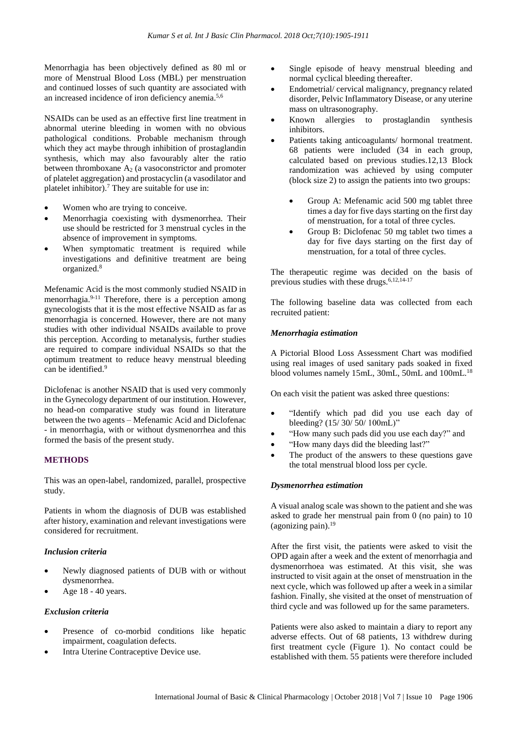Menorrhagia has been objectively defined as 80 ml or more of Menstrual Blood Loss (MBL) per menstruation and continued losses of such quantity are associated with an increased incidence of iron deficiency anemia.[5,6]

NSAIDs can be used as an effective first line treatment in abnormal uterine bleeding in women with no obvious pathological conditions. Probable mechanism through which they act maybe through inhibition of prostaglandin synthesis, which may also favourably alter the ratio between thromboxane $A_2$ (a vasoconstrictor and promoter of platelet aggregation) and prostacyclin (a vasodilator and platelet inhibitor).[7] They are suitable for use in:

- Women who are trying to conceive.
- Menorrhagia coexisting with dysmenorrhea. Their use should be restricted for 3 menstrual cycles in the absence of improvement in symptoms.
- When symptomatic treatment is required while investigations and definitive treatment are being organized.[8]

Mefenamic Acid is the most commonly studied NSAID in menorrhagia.[9-11] Therefore, there is a perception among gynecologists that it is the most effective NSAID as far as menorrhagia is concerned. However, there are not many studies with other individual NSAIDs available to prove this perception. According to metanalysis, further studies are required to compare individual NSAIDs so that the optimum treatment to reduce heavy menstrual bleeding can be identified.[9]

Diclofenac is another NSAID that is used very commonly in the Gynecology department of our institution. However, no head-on comparative study was found in literature between the two agents – Mefenamic Acid and Diclofenac - in menorrhagia, with or without dysmenorrhea and this formed the basis of the present study.

## METHODS

This was an open-label, randomized, parallel, prospective study.

Patients in whom the diagnosis of DUB was established after history, examination and relevant investigations were considered for recruitment.

### *Inclusion criteria*

- Newly diagnosed patients of DUB with or without dysmenorrhea.
- Age 18 - 40 years.

### *Exclusion criteria*

- Presence of co-morbid conditions like hepatic impairment, coagulation defects.
- Intra Uterine Contraceptive Device use.
- Single episode of heavy menstrual bleeding and normal cyclical bleeding thereafter.
- Endometrial/ cervical malignancy, pregnancy related disorder, Pelvic Inflammatory Disease, or any uterine mass on ultrasonography.
- Known allergies to prostaglandin synthesis inhibitors.
- Patients taking anticoagulants/ hormonal treatment. 68 patients were included (34 in each group, calculated based on previous studies.12,13 Block randomization was achieved by using computer (block size 2) to assign the patients into two groups:
    - Group A: Mefenamic acid 500 mg tablet three times a day for five days starting on the first day of menstruation, for a total of three cycles.
    - Group B: Diclofenac 50 mg tablet two times a day for five days starting on the first day of menstruation, for a total of three cycles.

The therapeutic regime was decided on the basis of previous studies with these drugs.[6,12,14-17]

The following baseline data was collected from each recruited patient:

### *Menorrhagia estimation*

A Pictorial Blood Loss Assessment Chart was modified using real images of used sanitary pads soaked in fixed blood volumes namely 15mL, 30mL, 50mL and 100mL.[18]

On each visit the patient was asked three questions:

- "Identify which pad did you use each day of bleeding? (15/ 30/ 50/ 100mL)"
- "How many such pads did you use each day?" and
- "How many days did the bleeding last?"
- The product of the answers to these questions gave the total menstrual blood loss per cycle.

### *Dysmenorrhea estimation*

A visual analog scale was shown to the patient and she was asked to grade her menstrual pain from 0 (no pain) to 10 (agonizing pain).[19]

After the first visit, the patients were asked to visit the OPD again after a week and the extent of menorrhagia and dysmenorrhoea was estimated. At this visit, she was instructed to visit again at the onset of menstruation in the next cycle, which was followed up after a week in a similar fashion. Finally, she visited at the onset of menstruation of third cycle and was followed up for the same parameters.

Patients were also asked to maintain a diary to report any adverse effects. Out of 68 patients, 13 withdrew during first treatment cycle (Figure 1). No contact could be established with them. 55 patients were therefore included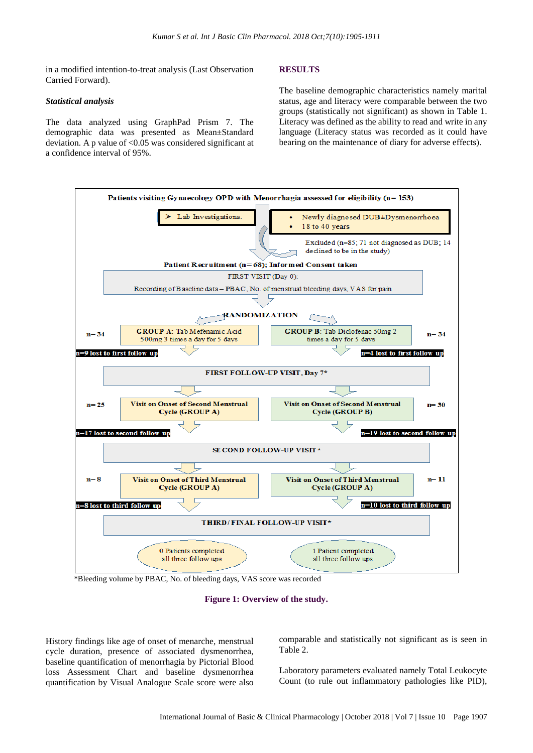in a modified intention-to-treat analysis (Last Observation Carried Forward).

### *Statistical analysis*

The data analyzed using GraphPad Prism 7. The demographic data was presented as Mean±Standard deviation. A p value of <0.05 was considered significant at a confidence interval of 95%.

## RESULTS

The baseline demographic characteristics namely marital status, age and literacy were comparable between the two groups (statistically not significant) as shown in Table 1. Literacy was defined as the ability to read and write in any language (Literacy status was recorded as it could have bearing on the maintenance of diary for adverse effects).

Patients visiting Gynaecology OPD with Menorrhagia assessed for eligibility (n= 153)

- Lab Investigations.
- Newly diagnosed DUB±Dysmenorrhoea
- 18 to 40 years

Excluded (n=85; 71 not diagnosed as DUB; 14 declined to be in the study)

Patient Recruitment (n= 68); Informed Consent taken

FIRST VISIT (Day 0):

Recording of Baseline data – PBAC, No. of menstrual bleeding days, VAS for pain

RANDOMIZATION

| Group A | Group B |
|---|---|
| n= 34 GROUP A: Tab Mefenamic Acid 500mg 3 times a day for 5 days | GROUP B: Tab Diclofenac 50mg 2 times a day for 5 days n= 34 |
| n=9 lost to first follow up | n=4 lost to first follow up |
| FIRST FOLLOW-UP VISIT, Day 7* | |
| n= 25 Visit on Onset of Second Menstrual Cycle (GROUP A) | Visit on Onset of Second Menstrual Cycle (GROUP B) n= 30 |
| n=17 lost to second follow up | n=19 lost to second follow up |
| SECOND FOLLOW-UP VISIT* | |
| n= 8 Visit on Onset of Third Menstrual Cycle (GROUP A) | Visit on Onset of Third Menstrual Cycle (GROUP A) n= 11 |
| n=8 lost to third follow up | n=10 lost to third follow up |
| THIRD/FINAL FOLLOW-UP VISIT* | |
| 0 Patients completed all three follow ups | 1 Patient completed all three follow ups |

*Bleeding volume by PBAC, No. of bleeding days, VAS score was recorded

**Figure 1: Overview of the study.**

History findings like age of onset of menarche, menstrual cycle duration, presence of associated dysmenorrhea, baseline quantification of menorrhagia by Pictorial Blood loss Assessment Chart and baseline dysmenorrhea quantification by Visual Analogue Scale score were also comparable and statistically not significant as is seen in Table 2.

Laboratory parameters evaluated namely Total Leukocyte Count (to rule out inflammatory pathologies like PID),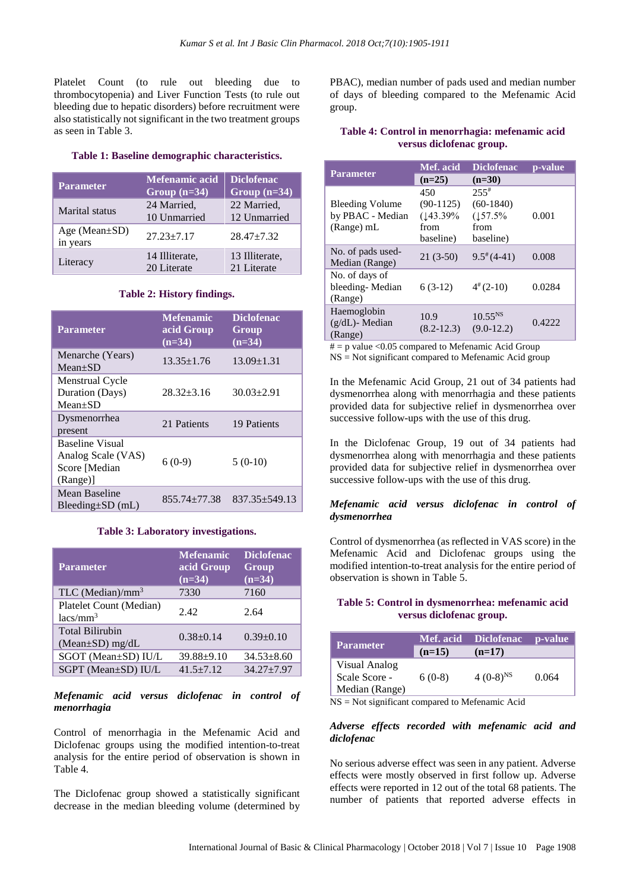Platelet Count (to rule out bleeding due to thrombocytopenia) and Liver Function Tests (to rule out bleeding due to hepatic disorders) before recruitment were also statistically not significant in the two treatment groups as seen in Table 3.

**Table 1: Baseline demographic characteristics.**

| Parameter | Mefenamic acid Group (n=34) | Diclofenac Group (n=34) |
|---|---|---|
| Marital status | 24 Married, 10 Unmarried | 22 Married, 12 Unmarried |
| Age (Mean±SD) in years | 27.23±7.17 | 28.47±7.32 |
| Literacy | 14 Illiterate, 20 Literate | 13 Illiterate, 21 Literate |

**Table 2: History findings.**

| Parameter | Mefenamic acid Group (n=34) | Diclofenac Group (n=34) |
|---|---|---|
| Menarche (Years) Mean±SD | 13.35±1.76 | 13.09±1.31 |
| Menstrual Cycle Duration (Days) Mean±SD | 28.32±3.16 | 30.03±2.91 |
| Dysmenorrhea present | 21 Patients | 19 Patients |
| Baseline Visual Analog Scale (VAS) Score [Median (Range)] | 6 (0-9) | 5 (0-10) |
| Mean Baseline Bleeding±SD (mL) | 855.74±77.38 | 837.35±549.13 |

**Table 3: Laboratory investigations.**

| Parameter | Mefenamic acid Group (n=34) | Diclofenac Group (n=34) |
|---|---|---|
| TLC (Median)/mm$^3$ | 7330 | 7160 |
| Platelet Count (Median) lacs/mm$^3$ | 2.42 | 2.64 |
| Total Bilirubin (Mean±SD) mg/dL | 0.38±0.14 | 0.39±0.10 |
| SGOT (Mean±SD) IU/L | 39.88±9.10 | 34.53±8.60 |
| SGPT (Mean±SD) IU/L | 41.5±7.12 | 34.27±7.97 |

### *Mefenamic acid versus diclofenac in control of menorrhagia*

Control of menorrhagia in the Mefenamic Acid and Diclofenac groups using the modified intention-to-treat analysis for the entire period of observation is shown in Table 4.

The Diclofenac group showed a statistically significant decrease in the median bleeding volume (determined by PBAC), median number of pads used and median number of days of bleeding compared to the Mefenamic Acid group.

**Table 4: Control in menorrhagia: mefenamic acid versus diclofenac group.**

| Parameter | Mef. acid | Diclofenac | p-value |
|---|---|---|---|
| | (n=25) | (n=30) | |
| Bleeding Volume by PBAC - Median (Range) mL | 450 (90-1125) (↓43.39% from baseline) | 255$^{\#}$ (60-1840) (↓57.5% from baseline) | 0.001 |
| No. of pads used-Median (Range) | 21 (3-50) | 9.5$^{\#}$ (4-41) | 0.008 |
| No. of days of bleeding- Median (Range) | 6 (3-12) | 4$^{\#}$ (2-10) | 0.0284 |
| Haemoglobin (g/dL)- Median (Range) | 10.9 (8.2-12.3) | 10.55$^{NS}$ (9.0-12.2) | 0.4222 |

# = p value <0.05 compared to Mefenamic Acid Group
NS = Not significant compared to Mefenamic Acid group

In the Mefenamic Acid Group, 21 out of 34 patients had dysmenorrhea along with menorrhagia and these patients provided data for subjective relief in dysmenorrhea over successive follow-ups with the use of this drug.

In the Diclofenac Group, 19 out of 34 patients had dysmenorrhea along with menorrhagia and these patients provided data for subjective relief in dysmenorrhea over successive follow-ups with the use of this drug.

### *Mefenamic acid versus diclofenac in control of dysmenorrhea*

Control of dysmenorrhea (as reflected in VAS score) in the Mefenamic Acid and Diclofenac groups using the modified intention-to-treat analysis for the entire period of observation is shown in Table 5.

**Table 5: Control in dysmenorrhea: mefenamic acid versus diclofenac group.**

| Parameter | Mef. acid | Diclofenac | p-value |
|---|---|---|---|
| | (n=15) | (n=17) | |
| Visual Analog Scale Score - Median (Range) | 6 (0-8) | 4 (0-8)$^{NS}$ | 0.064 |

NS = Not significant compared to Mefenamic Acid

### *Adverse effects recorded with mefenamic acid and diclofenac*

No serious adverse effect was seen in any patient. Adverse effects were mostly observed in first follow up. Adverse effects were reported in 12 out of the total 68 patients. The number of patients that reported adverse effects in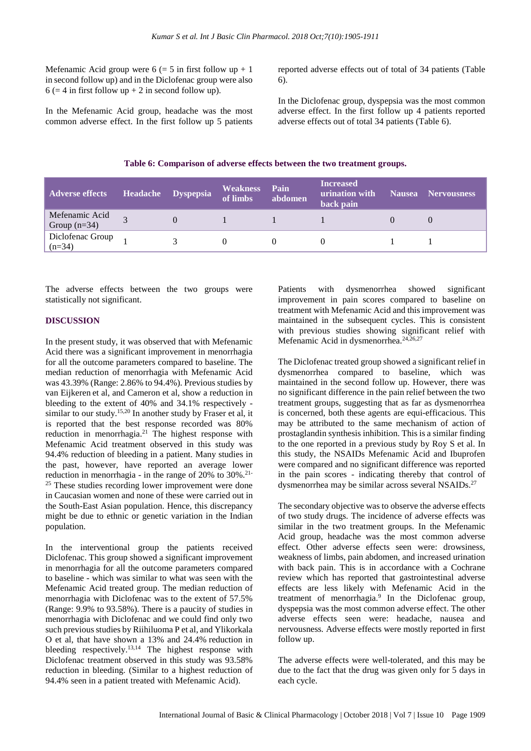Mefenamic Acid group were 6 (= 5 in first follow up + 1 in second follow up) and in the Diclofenac group were also 6 (= 4 in first follow up + 2 in second follow up).

In the Mefenamic Acid group, headache was the most common adverse effect. In the first follow up 5 patients reported adverse effects out of total of 34 patients (Table 6).

In the Diclofenac group, dyspepsia was the most common adverse effect. In the first follow up 4 patients reported adverse effects out of total 34 patients (Table 6).

**Table 6: Comparison of adverse effects between the two treatment groups.**

| Adverse effects | Headache | Dyspepsia | Weakness of limbs | Pain abdomen | Increased urination with back pain | Nausea | Nervousness |
|---|---|---|---|---|---|---|---|
| Mefenamic Acid Group (n=34) | 3 | 0 | 1 | 1 | 1 | 0 | 0 |
| Diclofenac Group (n=34) | 1 | 3 | 0 | 0 | 0 | 1 | 1 |

The adverse effects between the two groups were statistically not significant.

## DISCUSSION

In the present study, it was observed that with Mefenamic Acid there was a significant improvement in menorrhagia for all the outcome parameters compared to baseline. The median reduction of menorrhagia with Mefenamic Acid was 43.39% (Range: 2.86% to 94.4%). Previous studies by van Eijkeren et al, and Cameron et al, show a reduction in bleeding to the extent of 40% and 34.1% respectively - similar to our study.[15,20] In another study by Fraser et al, it is reported that the best response recorded was 80% reduction in menorrhagia.[21] The highest response with Mefenamic Acid treatment observed in this study was 94.4% reduction of bleeding in a patient. Many studies in the past, however, have reported an average lower reduction in menorrhagia - in the range of 20% to 30%.[21-25] These studies recording lower improvement were done in Caucasian women and none of these were carried out in the South-East Asian population. Hence, this discrepancy might be due to ethnic or genetic variation in the Indian population.

In the interventional group the patients received Diclofenac. This group showed a significant improvement in menorrhagia for all the outcome parameters compared to baseline - which was similar to what was seen with the Mefenamic Acid treated group. The median reduction of menorrhagia with Diclofenac was to the extent of 57.5% (Range: 9.9% to 93.58%). There is a paucity of studies in menorrhagia with Diclofenac and we could find only two such previous studies by Riihiluoma P et al, and Ylikorkala O et al, that have shown a 13% and 24.4% reduction in bleeding respectively.[13,14] The highest response with Diclofenac treatment observed in this study was 93.58% reduction in bleeding. (Similar to a highest reduction of 94.4% seen in a patient treated with Mefenamic Acid).

Patients with dysmenorrhea showed significant improvement in pain scores compared to baseline on treatment with Mefenamic Acid and this improvement was maintained in the subsequent cycles. This is consistent with previous studies showing significant relief with Mefenamic Acid in dysmenorrhea.[24,26,27]

The Diclofenac treated group showed a significant relief in dysmenorrhea compared to baseline, which was maintained in the second follow up. However, there was no significant difference in the pain relief between the two treatment groups, suggesting that as far as dysmenorrhea is concerned, both these agents are equi-efficacious. This may be attributed to the same mechanism of action of prostaglandin synthesis inhibition. This is a similar finding to the one reported in a previous study by Roy S et al. In this study, the NSAIDs Mefenamic Acid and Ibuprofen were compared and no significant difference was reported in the pain scores - indicating thereby that control of dysmenorrhea may be similar across several NSAIDs.[27]

The secondary objective was to observe the adverse effects of two study drugs. The incidence of adverse effects was similar in the two treatment groups. In the Mefenamic Acid group, headache was the most common adverse effect. Other adverse effects seen were: drowsiness, weakness of limbs, pain abdomen, and increased urination with back pain. This is in accordance with a Cochrane review which has reported that gastrointestinal adverse effects are less likely with Mefenamic Acid in the treatment of menorrhagia.[9] In the Diclofenac group, dyspepsia was the most common adverse effect. The other adverse effects seen were: headache, nausea and nervousness. Adverse effects were mostly reported in first follow up.

The adverse effects were well-tolerated, and this may be due to the fact that the drug was given only for 5 days in each cycle.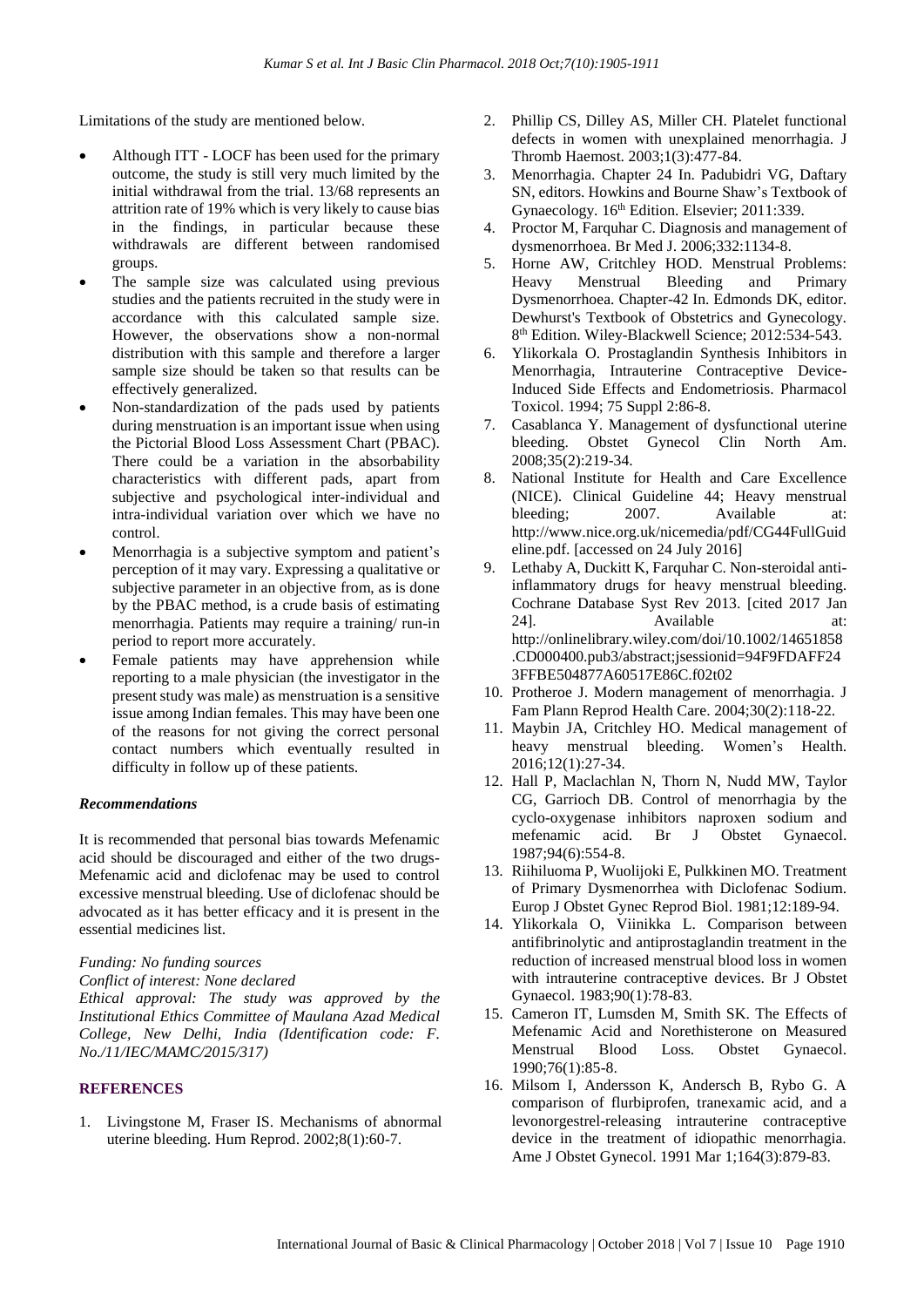Limitations of the study are mentioned below.

- Although ITT - LOCF has been used for the primary outcome, the study is still very much limited by the initial withdrawal from the trial. 13/68 represents an attrition rate of 19% which is very likely to cause bias in the findings, in particular because these withdrawals are different between randomised groups.
- The sample size was calculated using previous studies and the patients recruited in the study were in accordance with this calculated sample size. However, the observations show a non-normal distribution with this sample and therefore a larger sample size should be taken so that results can be effectively generalized.
- Non-standardization of the pads used by patients during menstruation is an important issue when using the Pictorial Blood Loss Assessment Chart (PBAC). There could be a variation in the absorbability characteristics with different pads, apart from subjective and psychological inter-individual and intra-individual variation over which we have no control.
- Menorrhagia is a subjective symptom and patient's perception of it may vary. Expressing a qualitative or subjective parameter in an objective from, as is done by the PBAC method, is a crude basis of estimating menorrhagia. Patients may require a training/ run-in period to report more accurately.
- Female patients may have apprehension while reporting to a male physician (the investigator in the present study was male) as menstruation is a sensitive issue among Indian females. This may have been one of the reasons for not giving the correct personal contact numbers which eventually resulted in difficulty in follow up of these patients.

### *Recommendations*

It is recommended that personal bias towards Mefenamic acid should be discouraged and either of the two drugs- Mefenamic acid and diclofenac may be used to control excessive menstrual bleeding. Use of diclofenac should be advocated as it has better efficacy and it is present in the essential medicines list.

*Funding: No funding sources*
*Conflict of interest: None declared*
*Ethical approval: The study was approved by the Institutional Ethics Committee of Maulana Azad Medical College, New Delhi, India (Identification code: F. No./11/IEC/MAMC/2015/317)*

## REFERENCES

1. Livingstone M, Fraser IS. Mechanisms of abnormal uterine bleeding. Hum Reprod. 2002;8(1):60-7.
2. Phillip CS, Dilley AS, Miller CH. Platelet functional defects in women with unexplained menorrhagia. J Thromb Haemost. 2003;1(3):477-84.
3. Menorrhagia. Chapter 24 In. Padubidri VG, Daftary SN, editors. Howkins and Bourne Shaw's Textbook of Gynaecology. 16th Edition. Elsevier; 2011:339.
4. Proctor M, Farquhar C. Diagnosis and management of dysmenorrhoea. Br Med J. 2006;332:1134-8.
5. Horne AW, Critchley HOD. Menstrual Problems: Heavy Menstrual Bleeding and Primary Dysmenorrhoea. Chapter-42 In. Edmonds DK, editor. Dewhurst's Textbook of Obstetrics and Gynecology. 8th Edition. Wiley-Blackwell Science; 2012:534-543.
6. Ylikorkala O. Prostaglandin Synthesis Inhibitors in Menorrhagia, Intrauterine Contraceptive Device-Induced Side Effects and Endometriosis. Pharmacol Toxicol. 1994; 75 Suppl 2:86-8.
7. Casablanca Y. Management of dysfunctional uterine bleeding. Obstet Gynecol Clin North Am. 2008;35(2):219-34.
8. National Institute for Health and Care Excellence (NICE). Clinical Guideline 44; Heavy menstrual bleeding; 2007. Available at: http://www.nice.org.uk/nicemedia/pdf/CG44FullGuideline.pdf. [accessed on 24 July 2016]
9. Lethaby A, Duckitt K, Farquhar C. Non-steroidal anti-inflammatory drugs for heavy menstrual bleeding. Cochrane Database Syst Rev 2013. [cited 2017 Jan 24]. Available at: http://onlinelibrary.wiley.com/doi/10.1002/14651858.CD000400.pub3/abstract;jsessionid=94F9FDAFF243FFBE504877A60517E86C.f02t02
10. Protheroe J. Modern management of menorrhagia. J Fam Plann Reprod Health Care. 2004;30(2):118-22.
11. Maybin JA, Critchley HO. Medical management of heavy menstrual bleeding. Women's Health. 2016;12(1):27-34.
12. Hall P, Maclachlan N, Thorn N, Nudd MW, Taylor CG, Garrioch DB. Control of menorrhagia by the cyclo-oxygenase inhibitors naproxen sodium and mefenamic acid. Br J Obstet Gynaecol. 1987;94(6):554-8.
13. Riihiluoma P, Wuolijoki E, Pulkkinen MO. Treatment of Primary Dysmenorrhea with Diclofenac Sodium. Europ J Obstet Gynec Reprod Biol. 1981;12:189-94.
14. Ylikorkala O, Viinikka L. Comparison between antifibrinolytic and antiprostaglandin treatment in the reduction of increased menstrual blood loss in women with intrauterine contraceptive devices. Br J Obstet Gynaecol. 1983;90(1):78-83.
15. Cameron IT, Lumsden M, Smith SK. The Effects of Mefenamic Acid and Norethisterone on Measured Menstrual Blood Loss. Obstet Gynaecol. 1990;76(1):85-8.
16. Milsom I, Andersson K, Andersch B, Rybo G. A comparison of flurbiprofen, tranexamic acid, and a levonorgestrel-releasing intrauterine contraceptive device in the treatment of idiopathic menorrhagia. Ame J Obstet Gynecol. 1991 Mar 1;164(3):879-83.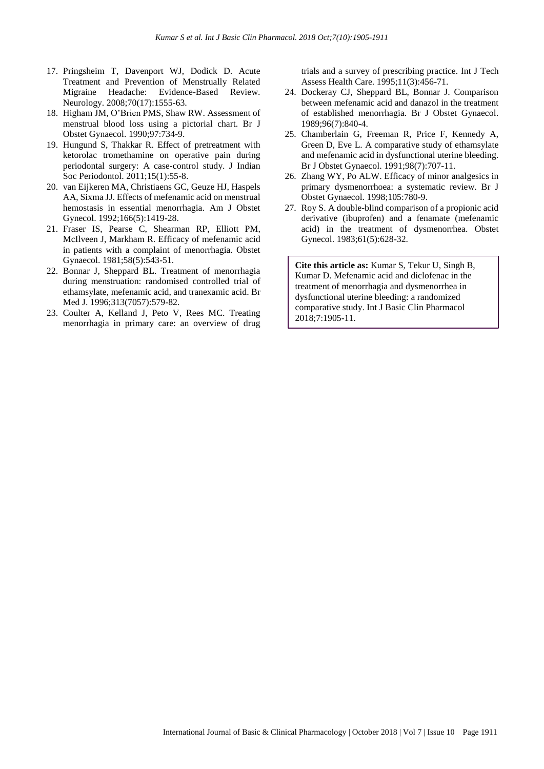17. Pringsheim T, Davenport WJ, Dodick D. Acute Treatment and Prevention of Menstrually Related Migraine Headache: Evidence-Based Review. Neurology. 2008;70(17):1555-63.
18. Higham JM, O'Brien PMS, Shaw RW. Assessment of menstrual blood loss using a pictorial chart. Br J Obstet Gynaecol. 1990;97:734-9.
19. Hungund S, Thakkar R. Effect of pretreatment with ketorolac tromethamine on operative pain during periodontal surgery: A case-control study. J Indian Soc Periodontol. 2011;15(1):55-8.
20. van Eijkeren MA, Christiaens GC, Geuze HJ, Haspels AA, Sixma JJ. Effects of mefenamic acid on menstrual hemostasis in essential menorrhagia. Am J Obstet Gynecol. 1992;166(5):1419-28.
21. Fraser IS, Pearse C, Shearman RP, Elliott PM, McIlveen J, Markham R. Efficacy of mefenamic acid in patients with a complaint of menorrhagia. Obstet Gynaecol. 1981;58(5):543-51.
22. Bonnar J, Sheppard BL. Treatment of menorrhagia during menstruation: randomised controlled trial of ethamsylate, mefenamic acid, and tranexamic acid. Br Med J. 1996;313(7057):579-82.
23. Coulter A, Kelland J, Peto V, Rees MC. Treating menorrhagia in primary care: an overview of drug trials and a survey of prescribing practice. Int J Tech Assess Health Care. 1995;11(3):456-71.
24. Dockeray CJ, Sheppard BL, Bonnar J. Comparison between mefenamic acid and danazol in the treatment of established menorrhagia. Br J Obstet Gynaecol. 1989;96(7):840-4.
25. Chamberlain G, Freeman R, Price F, Kennedy A, Green D, Eve L. A comparative study of ethamsylate and mefenamic acid in dysfunctional uterine bleeding. Br J Obstet Gynaecol. 1991;98(7):707-11.
26. Zhang WY, Po ALW. Efficacy of minor analgesics in primary dysmenorrhoea: a systematic review. Br J Obstet Gynaecol. 1998;105:780-9.
27. Roy S. A double-blind comparison of a propionic acid derivative (ibuprofen) and a fenamate (mefenamic acid) in the treatment of dysmenorrhea. Obstet Gynecol. 1983;61(5):628-32.

**Cite this article as:** Kumar S, Tekur U, Singh B, Kumar D. Mefenamic acid and diclofenac in the treatment of menorrhagia and dysmenorrhea in dysfunctional uterine bleeding: a randomized comparative study. Int J Basic Clin Pharmacol 2018;7:1905-11.